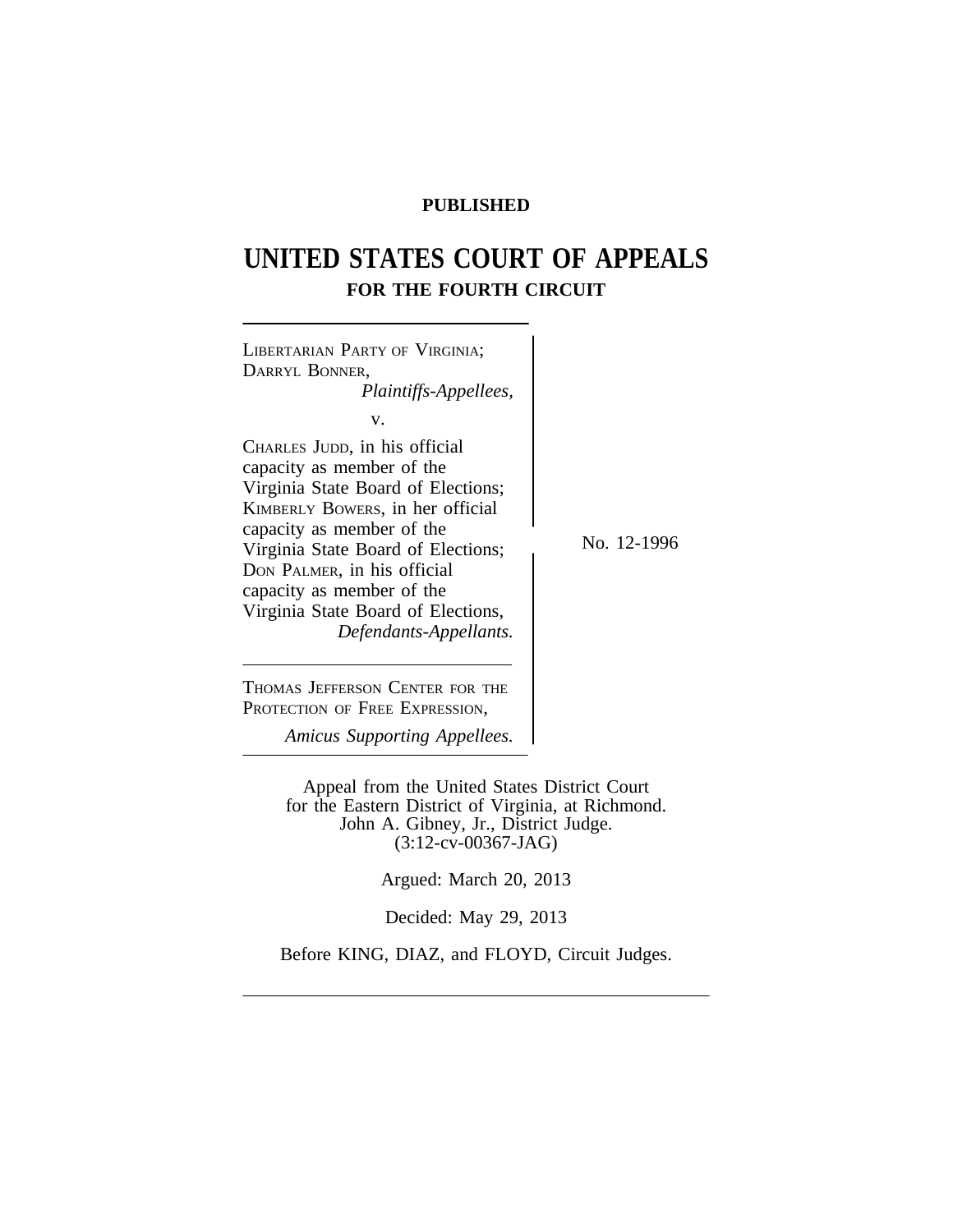**PUBLISHED**

# UNITED STATES COURT OF APPEALS
## FOR THE FOURTH CIRCUIT

LIBERTARIAN PARTY OF VIRGINIA; DARRYL BONNER,
*Plaintiffs-Appellees,*

v.

CHARLES JUDD, in his official capacity as member of the Virginia State Board of Elections; KIMBERLY BOWERS, in her official capacity as member of the Virginia State Board of Elections; DON PALMER, in his official capacity as member of the Virginia State Board of Elections,
*Defendants-Appellants.*

No. 12-1996

THOMAS JEFFERSON CENTER FOR THE PROTECTION OF FREE EXPRESSION,
*Amicus Supporting Appellees.*

Appeal from the United States District Court for the Eastern District of Virginia, at Richmond.
John A. Gibney, Jr., District Judge.
(3:12-cv-00367-JAG)

Argued: March 20, 2013

Decided: May 29, 2013

Before KING, DIAZ, and FLOYD, Circuit Judges.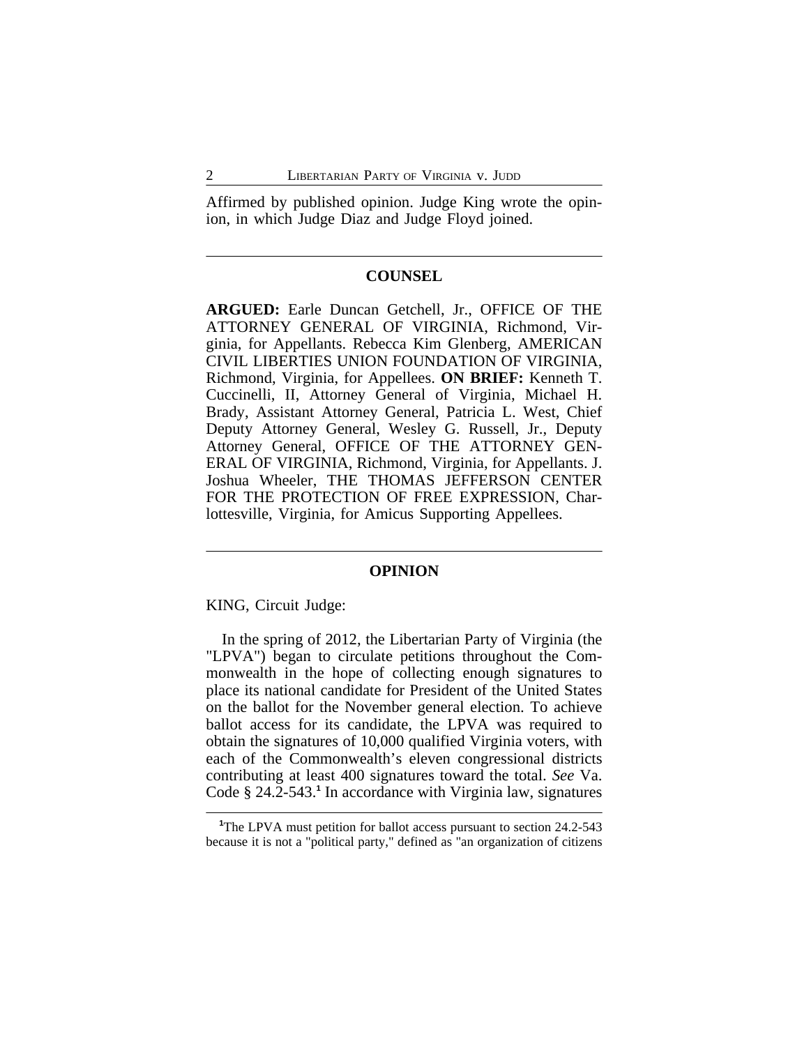Affirmed by published opinion. Judge King wrote the opinion, in which Judge Diaz and Judge Floyd joined.

---

## COUNSEL

**ARGUED:** Earle Duncan Getchell, Jr., OFFICE OF THE ATTORNEY GENERAL OF VIRGINIA, Richmond, Virginia, for Appellants. Rebecca Kim Glenberg, AMERICAN CIVIL LIBERTIES UNION FOUNDATION OF VIRGINIA, Richmond, Virginia, for Appellees. **ON BRIEF:** Kenneth T. Cuccinelli, II, Attorney General of Virginia, Michael H. Brady, Assistant Attorney General, Patricia L. West, Chief Deputy Attorney General, Wesley G. Russell, Jr., Deputy Attorney General, OFFICE OF THE ATTORNEY GENERAL OF VIRGINIA, Richmond, Virginia, for Appellants. J. Joshua Wheeler, THE THOMAS JEFFERSON CENTER FOR THE PROTECTION OF FREE EXPRESSION, Charlottesville, Virginia, for Amicus Supporting Appellees.

---

## OPINION

KING, Circuit Judge:

In the spring of 2012, the Libertarian Party of Virginia (the "LPVA") began to circulate petitions throughout the Commonwealth in the hope of collecting enough signatures to place its national candidate for President of the United States on the ballot for the November general election. To achieve ballot access for its candidate, the LPVA was required to obtain the signatures of 10,000 qualified Virginia voters, with each of the Commonwealth's eleven congressional districts contributing at least 400 signatures toward the total. *See* Va. Code § 24.2-543.[1] In accordance with Virginia law, signatures

[1]The LPVA must petition for ballot access pursuant to section 24.2-543 because it is not a "political party," defined as "an organization of citizens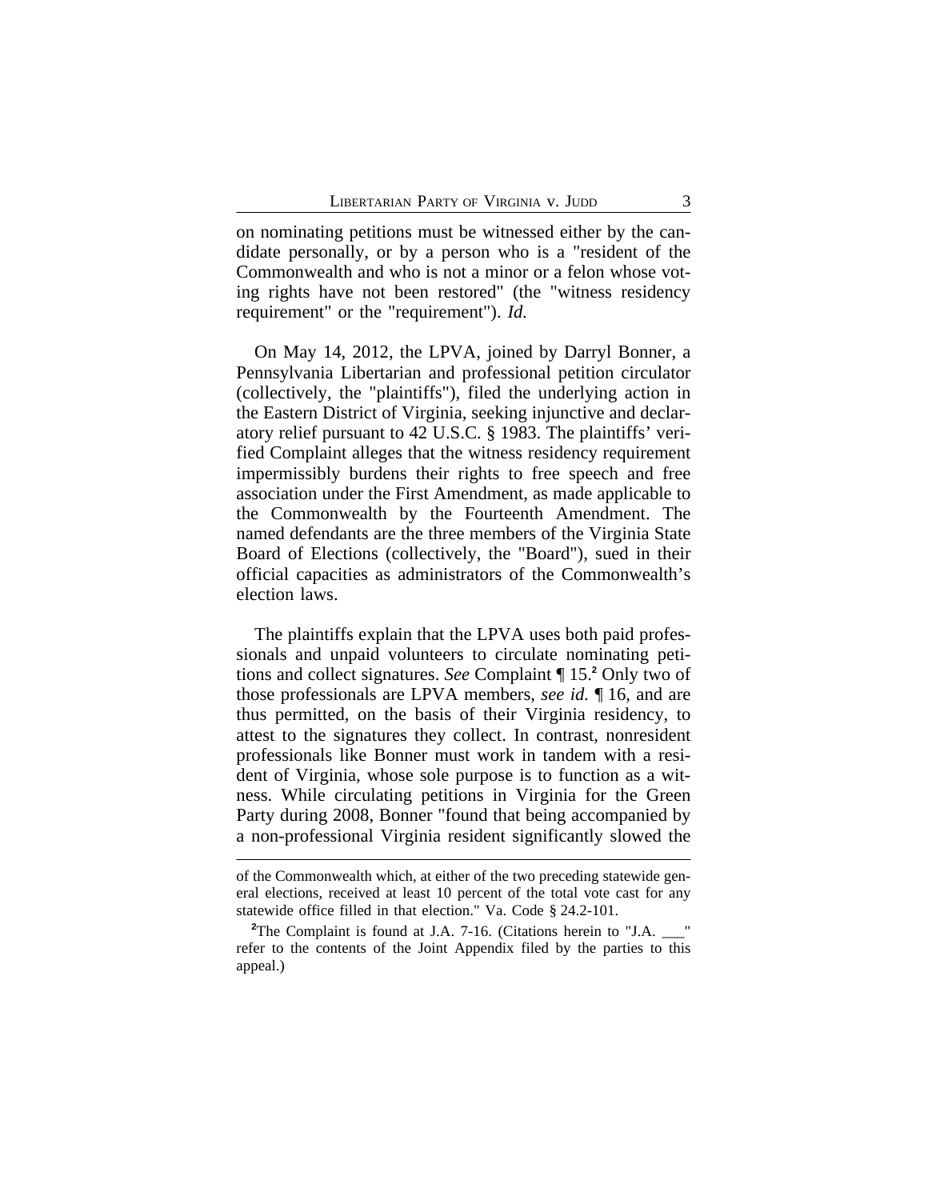on nominating petitions must be witnessed either by the candidate personally, or by a person who is a "resident of the Commonwealth and who is not a minor or a felon whose voting rights have not been restored" (the "witness residency requirement" or the "requirement"). *Id.*

On May 14, 2012, the LPVA, joined by Darryl Bonner, a Pennsylvania Libertarian and professional petition circulator (collectively, the "plaintiffs"), filed the underlying action in the Eastern District of Virginia, seeking injunctive and declaratory relief pursuant to 42 U.S.C. § 1983. The plaintiffs' verified Complaint alleges that the witness residency requirement impermissibly burdens their rights to free speech and free association under the First Amendment, as made applicable to the Commonwealth by the Fourteenth Amendment. The named defendants are the three members of the Virginia State Board of Elections (collectively, the "Board"), sued in their official capacities as administrators of the Commonwealth's election laws.

The plaintiffs explain that the LPVA uses both paid professionals and unpaid volunteers to circulate nominating petitions and collect signatures. *See* Complaint ¶ 15.[2] Only two of those professionals are LPVA members, *see id.* ¶ 16, and are thus permitted, on the basis of their Virginia residency, to attest to the signatures they collect. In contrast, nonresident professionals like Bonner must work in tandem with a resident of Virginia, whose sole purpose is to function as a witness. While circulating petitions in Virginia for the Green Party during 2008, Bonner "found that being accompanied by a non-professional Virginia resident significantly slowed the

---

of the Commonwealth which, at either of the two preceding statewide general elections, received at least 10 percent of the total vote cast for any statewide office filled in that election." Va. Code § 24.2-101.

[2]The Complaint is found at J.A. 7-16. (Citations herein to "J.A. ___" refer to the contents of the Joint Appendix filed by the parties to this appeal.)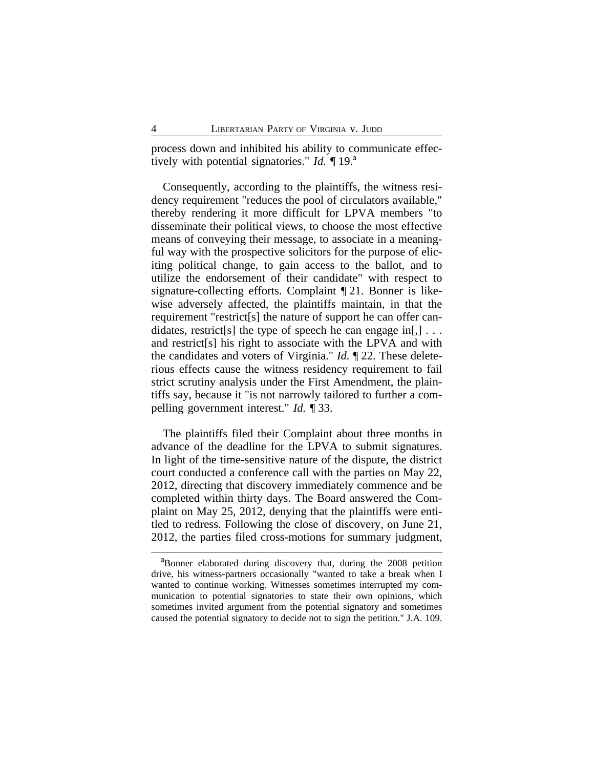process down and inhibited his ability to communicate effectively with potential signatories." *Id.* ¶ 19.[3]

Consequently, according to the plaintiffs, the witness residency requirement "reduces the pool of circulators available," thereby rendering it more difficult for LPVA members "to disseminate their political views, to choose the most effective means of conveying their message, to associate in a meaningful way with the prospective solicitors for the purpose of eliciting political change, to gain access to the ballot, and to utilize the endorsement of their candidate" with respect to signature-collecting efforts. Complaint ¶ 21. Bonner is likewise adversely affected, the plaintiffs maintain, in that the requirement "restrict[s] the nature of support he can offer candidates, restrict[s] the type of speech he can engage in[,] . . . and restrict[s] his right to associate with the LPVA and with the candidates and voters of Virginia." *Id.* ¶ 22. These deleterious effects cause the witness residency requirement to fail strict scrutiny analysis under the First Amendment, the plaintiffs say, because it "is not narrowly tailored to further a compelling government interest." *Id.* ¶ 33.

The plaintiffs filed their Complaint about three months in advance of the deadline for the LPVA to submit signatures. In light of the time-sensitive nature of the dispute, the district court conducted a conference call with the parties on May 22, 2012, directing that discovery immediately commence and be completed within thirty days. The Board answered the Complaint on May 25, 2012, denying that the plaintiffs were entitled to redress. Following the close of discovery, on June 21, 2012, the parties filed cross-motions for summary judgment,

---

[3]Bonner elaborated during discovery that, during the 2008 petition drive, his witness-partners occasionally "wanted to take a break when I wanted to continue working. Witnesses sometimes interrupted my communication to potential signatories to state their own opinions, which sometimes invited argument from the potential signatory and sometimes caused the potential signatory to decide not to sign the petition." J.A. 109.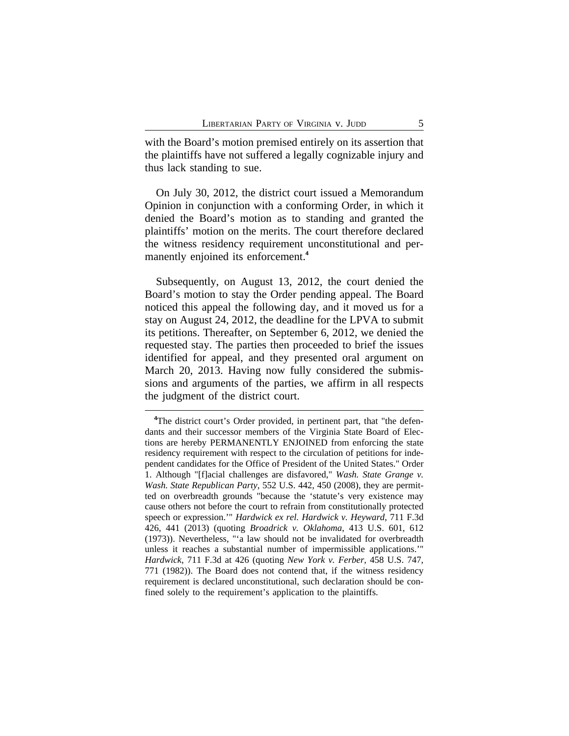with the Board's motion premised entirely on its assertion that the plaintiffs have not suffered a legally cognizable injury and thus lack standing to sue.

On July 30, 2012, the district court issued a Memorandum Opinion in conjunction with a conforming Order, in which it denied the Board's motion as to standing and granted the plaintiffs' motion on the merits. The court therefore declared the witness residency requirement unconstitutional and permanently enjoined its enforcement.[4]

Subsequently, on August 13, 2012, the court denied the Board's motion to stay the Order pending appeal. The Board noticed this appeal the following day, and it moved us for a stay on August 24, 2012, the deadline for the LPVA to submit its petitions. Thereafter, on September 6, 2012, we denied the requested stay. The parties then proceeded to brief the issues identified for appeal, and they presented oral argument on March 20, 2013. Having now fully considered the submissions and arguments of the parties, we affirm in all respects the judgment of the district court.

---

[4]The district court's Order provided, in pertinent part, that "the defendants and their successor members of the Virginia State Board of Elections are hereby PERMANENTLY ENJOINED from enforcing the state residency requirement with respect to the circulation of petitions for independent candidates for the Office of President of the United States." Order 1. Although "[f]acial challenges are disfavored," *Wash. State Grange v. Wash. State Republican Party*, 552 U.S. 442, 450 (2008), they are permitted on overbreadth grounds "because the 'statute's very existence may cause others not before the court to refrain from constitutionally protected speech or expression.'" *Hardwick ex rel. Hardwick v. Heyward*, 711 F.3d 426, 441 (2013) (quoting *Broadrick v. Oklahoma*, 413 U.S. 601, 612 (1973)). Nevertheless, "'a law should not be invalidated for overbreadth unless it reaches a substantial number of impermissible applications.'" *Hardwick*, 711 F.3d at 426 (quoting *New York v. Ferber*, 458 U.S. 747, 771 (1982)). The Board does not contend that, if the witness residency requirement is declared unconstitutional, such declaration should be confined solely to the requirement's application to the plaintiffs.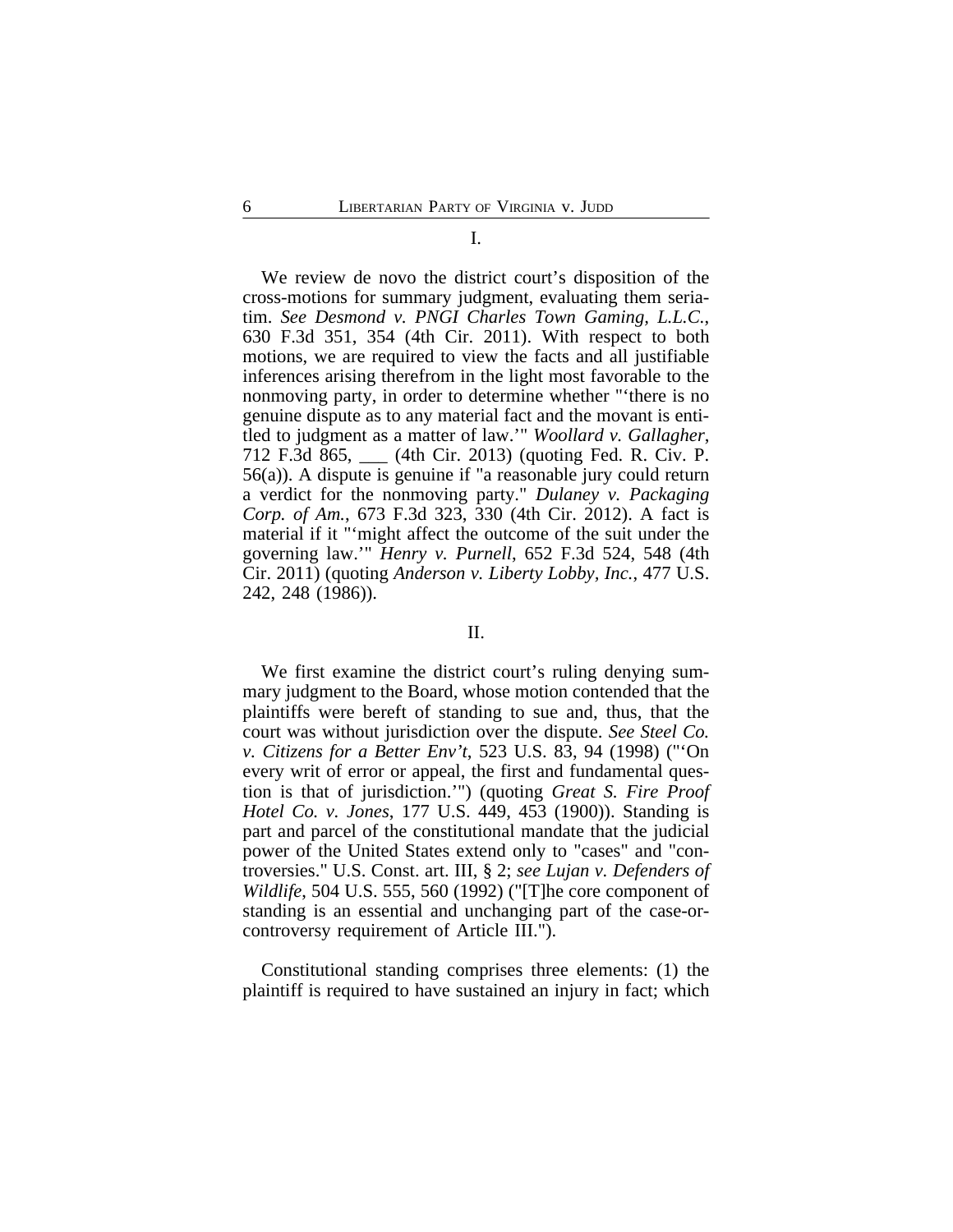## I.

We review de novo the district court's disposition of the cross-motions for summary judgment, evaluating them seriatim. *See Desmond v. PNGI Charles Town Gaming, L.L.C.*, 630 F.3d 351, 354 (4th Cir. 2011). With respect to both motions, we are required to view the facts and all justifiable inferences arising therefrom in the light most favorable to the nonmoving party, in order to determine whether "'there is no genuine dispute as to any material fact and the movant is entitled to judgment as a matter of law.'" *Woollard v. Gallagher*, 712 F.3d 865, ___ (4th Cir. 2013) (quoting Fed. R. Civ. P. 56(a)). A dispute is genuine if "a reasonable jury could return a verdict for the nonmoving party." *Dulaney v. Packaging Corp. of Am.*, 673 F.3d 323, 330 (4th Cir. 2012). A fact is material if it "'might affect the outcome of the suit under the governing law.'" *Henry v. Purnell*, 652 F.3d 524, 548 (4th Cir. 2011) (quoting *Anderson v. Liberty Lobby, Inc.*, 477 U.S. 242, 248 (1986)).

## II.

We first examine the district court's ruling denying summary judgment to the Board, whose motion contended that the plaintiffs were bereft of standing to sue and, thus, that the court was without jurisdiction over the dispute. *See Steel Co. v. Citizens for a Better Env't*, 523 U.S. 83, 94 (1998) ("'On every writ of error or appeal, the first and fundamental question is that of jurisdiction.'") (quoting *Great S. Fire Proof Hotel Co. v. Jones*, 177 U.S. 449, 453 (1900)). Standing is part and parcel of the constitutional mandate that the judicial power of the United States extend only to "cases" and "controversies." U.S. Const. art. III, § 2; *see Lujan v. Defenders of Wildlife*, 504 U.S. 555, 560 (1992) ("[T]he core component of standing is an essential and unchanging part of the case-or-controversy requirement of Article III.").

Constitutional standing comprises three elements: (1) the plaintiff is required to have sustained an injury in fact; which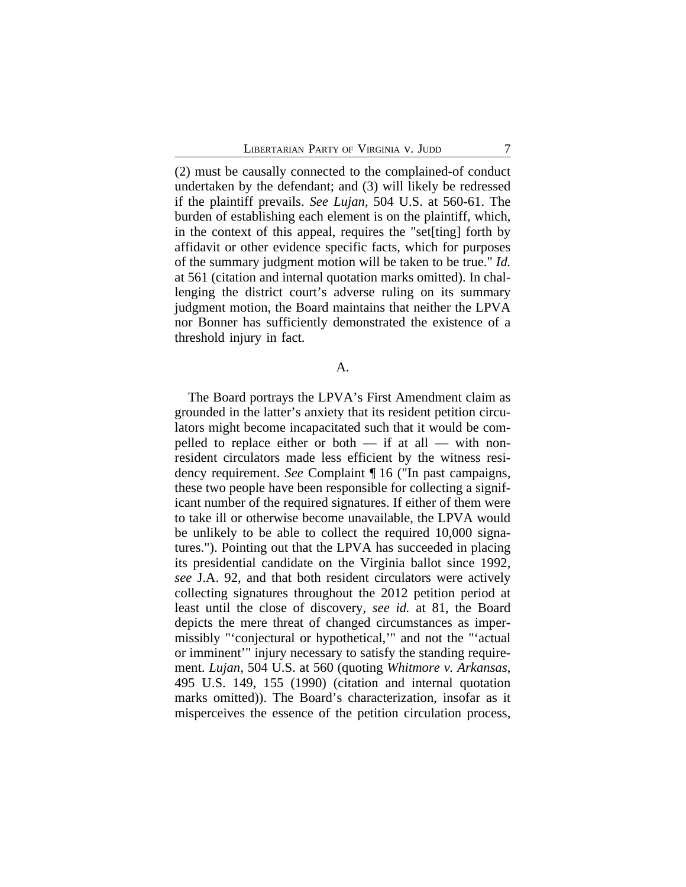(2) must be causally connected to the complained-of conduct undertaken by the defendant; and (3) will likely be redressed if the plaintiff prevails. *See Lujan*, 504 U.S. at 560-61. The burden of establishing each element is on the plaintiff, which, in the context of this appeal, requires the "set[ting] forth by affidavit or other evidence specific facts, which for purposes of the summary judgment motion will be taken to be true." *Id.* at 561 (citation and internal quotation marks omitted). In challenging the district court's adverse ruling on its summary judgment motion, the Board maintains that neither the LPVA nor Bonner has sufficiently demonstrated the existence of a threshold injury in fact.

### A.

The Board portrays the LPVA's First Amendment claim as grounded in the latter's anxiety that its resident petition circulators might become incapacitated such that it would be compelled to replace either or both — if at all — with nonresident circulators made less efficient by the witness residency requirement. *See* Complaint ¶ 16 ("In past campaigns, these two people have been responsible for collecting a significant number of the required signatures. If either of them were to take ill or otherwise become unavailable, the LPVA would be unlikely to be able to collect the required 10,000 signatures."). Pointing out that the LPVA has succeeded in placing its presidential candidate on the Virginia ballot since 1992, *see* J.A. 92, and that both resident circulators were actively collecting signatures throughout the 2012 petition period at least until the close of discovery, *see id.* at 81, the Board depicts the mere threat of changed circumstances as impermissibly "'conjectural or hypothetical,'" and not the "'actual or imminent'" injury necessary to satisfy the standing requirement. *Lujan*, 504 U.S. at 560 (quoting *Whitmore v. Arkansas*, 495 U.S. 149, 155 (1990) (citation and internal quotation marks omitted)). The Board's characterization, insofar as it misperceives the essence of the petition circulation process,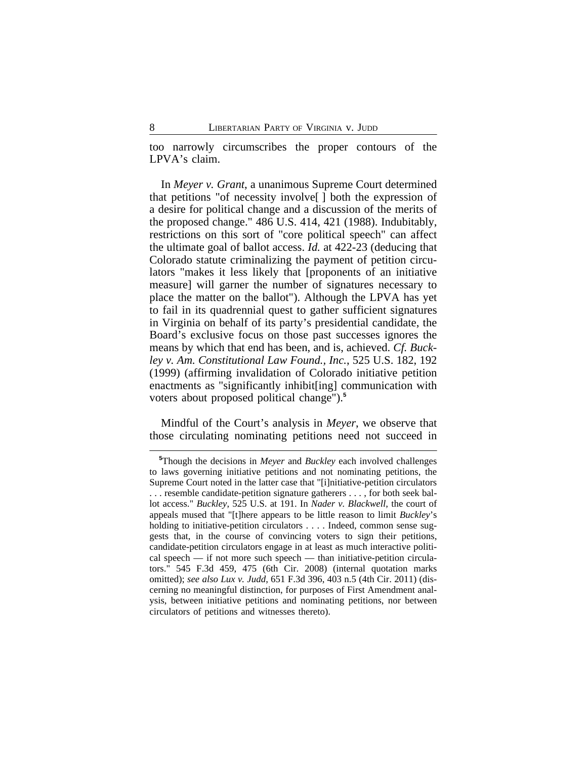too narrowly circumscribes the proper contours of the LPVA's claim.

In *Meyer v. Grant*, a unanimous Supreme Court determined that petitions "of necessity involve[ ] both the expression of a desire for political change and a discussion of the merits of the proposed change." 486 U.S. 414, 421 (1988). Indubitably, restrictions on this sort of "core political speech" can affect the ultimate goal of ballot access. *Id.* at 422-23 (deducing that Colorado statute criminalizing the payment of petition circulators "makes it less likely that [proponents of an initiative measure] will garner the number of signatures necessary to place the matter on the ballot"). Although the LPVA has yet to fail in its quadrennial quest to gather sufficient signatures in Virginia on behalf of its party's presidential candidate, the Board's exclusive focus on those past successes ignores the means by which that end has been, and is, achieved. *Cf. Buckley v. Am. Constitutional Law Found., Inc.*, 525 U.S. 182, 192 (1999) (affirming invalidation of Colorado initiative petition enactments as "significantly inhibit[ing] communication with voters about proposed political change").[5]

Mindful of the Court's analysis in *Meyer*, we observe that those circulating nominating petitions need not succeed in

---

[5]Though the decisions in *Meyer* and *Buckley* each involved challenges to laws governing initiative petitions and not nominating petitions, the Supreme Court noted in the latter case that "[i]nitiative-petition circulators . . . resemble candidate-petition signature gatherers . . . , for both seek ballot access." *Buckley*, 525 U.S. at 191. In *Nader v. Blackwell*, the court of appeals mused that "[t]here appears to be little reason to limit *Buckley*'s holding to initiative-petition circulators . . . . Indeed, common sense suggests that, in the course of convincing voters to sign their petitions, candidate-petition circulators engage in at least as much interactive political speech — if not more such speech — than initiative-petition circulators." 545 F.3d 459, 475 (6th Cir. 2008) (internal quotation marks omitted); *see also Lux v. Judd*, 651 F.3d 396, 403 n.5 (4th Cir. 2011) (discerning no meaningful distinction, for purposes of First Amendment analysis, between initiative petitions and nominating petitions, nor between circulators of petitions and witnesses thereto).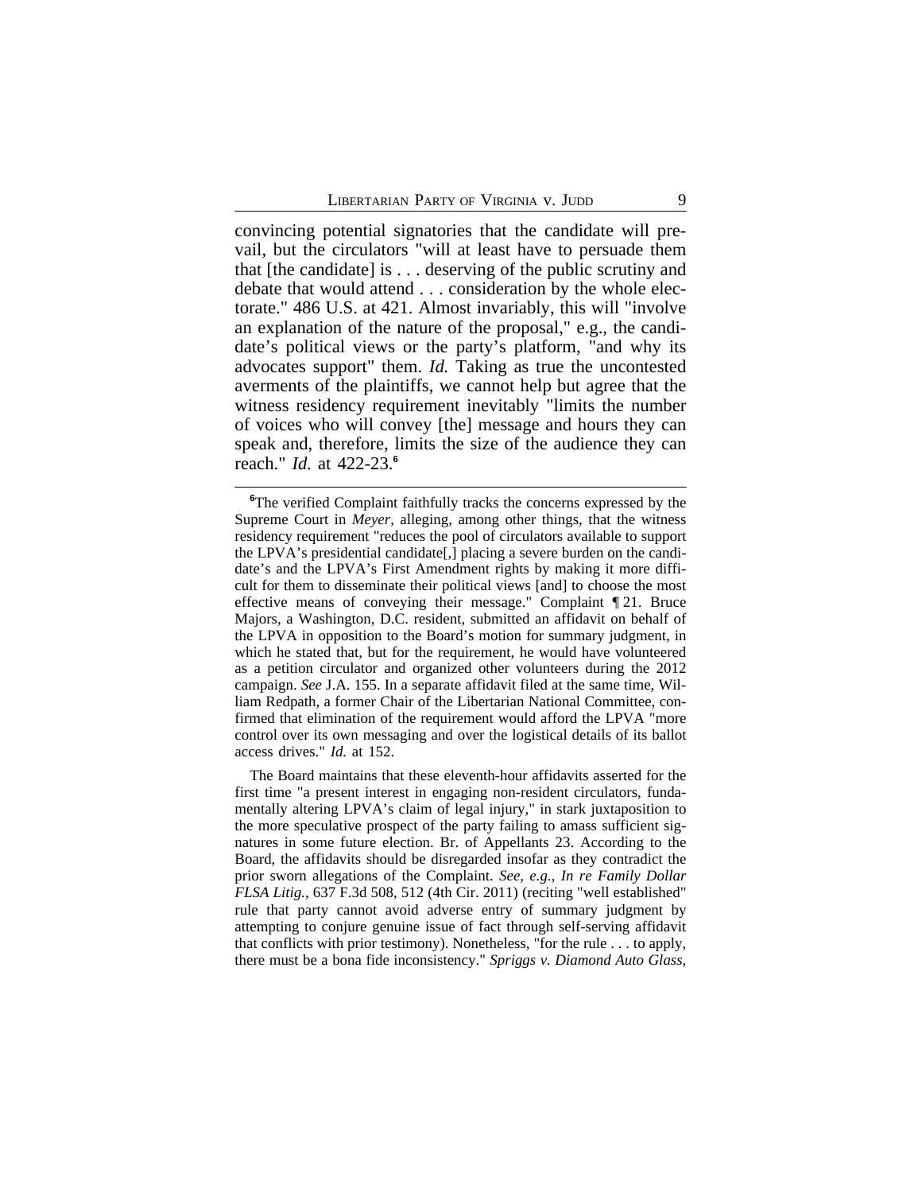convincing potential signatories that the candidate will prevail, but the circulators "will at least have to persuade them that [the candidate] is . . . deserving of the public scrutiny and debate that would attend . . . consideration by the whole electorate." 486 U.S. at 421. Almost invariably, this will "involve an explanation of the nature of the proposal," e.g., the candidate's political views or the party's platform, "and why its advocates support" them. *Id.* Taking as true the uncontested averments of the plaintiffs, we cannot help but agree that the witness residency requirement inevitably "limits the number of voices who will convey [the] message and hours they can speak and, therefore, limits the size of the audience they can reach." *Id.* at 422-23.[6]

---

[6]The verified Complaint faithfully tracks the concerns expressed by the Supreme Court in *Meyer*, alleging, among other things, that the witness residency requirement "reduces the pool of circulators available to support the LPVA's presidential candidate[,] placing a severe burden on the candidate's and the LPVA's First Amendment rights by making it more difficult for them to disseminate their political views [and] to choose the most effective means of conveying their message." Complaint ¶ 21. Bruce Majors, a Washington, D.C. resident, submitted an affidavit on behalf of the LPVA in opposition to the Board's motion for summary judgment, in which he stated that, but for the requirement, he would have volunteered as a petition circulator and organized other volunteers during the 2012 campaign. *See* J.A. 155. In a separate affidavit filed at the same time, William Redpath, a former Chair of the Libertarian National Committee, confirmed that elimination of the requirement would afford the LPVA "more control over its own messaging and over the logistical details of its ballot access drives." *Id.* at 152.

The Board maintains that these eleventh-hour affidavits asserted for the first time "a present interest in engaging non-resident circulators, fundamentally altering LPVA's claim of legal injury," in stark juxtaposition to the more speculative prospect of the party failing to amass sufficient signatures in some future election. Br. of Appellants 23. According to the Board, the affidavits should be disregarded insofar as they contradict the prior sworn allegations of the Complaint. *See, e.g.*, *In re Family Dollar FLSA Litig.*, 637 F.3d 508, 512 (4th Cir. 2011) (reciting "well established" rule that party cannot avoid adverse entry of summary judgment by attempting to conjure genuine issue of fact through self-serving affidavit that conflicts with prior testimony). Nonetheless, "for the rule . . . to apply, there must be a bona fide inconsistency." *Spriggs v. Diamond Auto Glass*,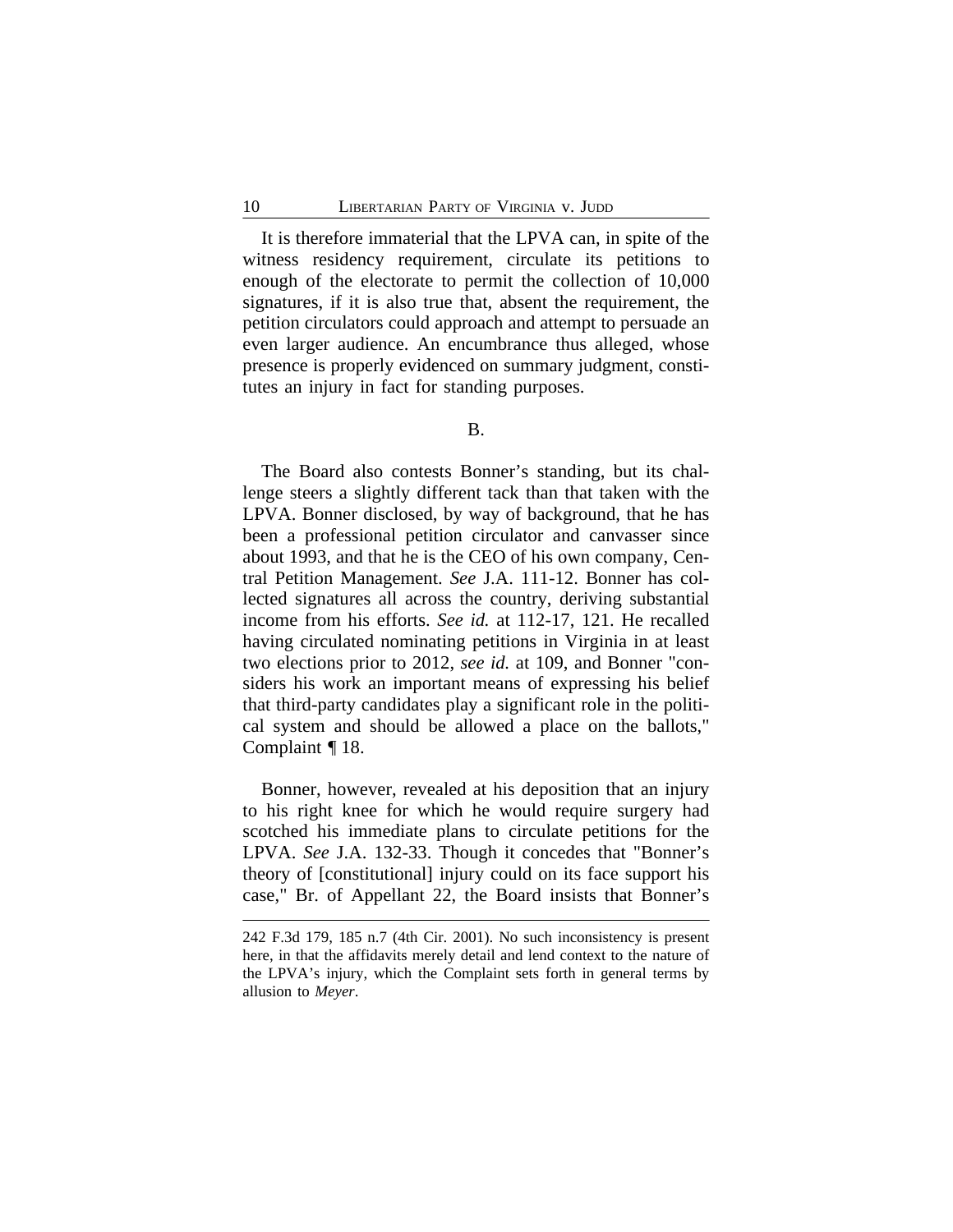It is therefore immaterial that the LPVA can, in spite of the witness residency requirement, circulate its petitions to enough of the electorate to permit the collection of 10,000 signatures, if it is also true that, absent the requirement, the petition circulators could approach and attempt to persuade an even larger audience. An encumbrance thus alleged, whose presence is properly evidenced on summary judgment, constitutes an injury in fact for standing purposes.

## B.

The Board also contests Bonner's standing, but its challenge steers a slightly different tack than that taken with the LPVA. Bonner disclosed, by way of background, that he has been a professional petition circulator and canvasser since about 1993, and that he is the CEO of his own company, Central Petition Management. *See* J.A. 111-12. Bonner has collected signatures all across the country, deriving substantial income from his efforts. *See id.* at 112-17, 121. He recalled having circulated nominating petitions in Virginia in at least two elections prior to 2012, *see id.* at 109, and Bonner "considers his work an important means of expressing his belief that third-party candidates play a significant role in the political system and should be allowed a place on the ballots," Complaint ¶ 18.

Bonner, however, revealed at his deposition that an injury to his right knee for which he would require surgery had scotched his immediate plans to circulate petitions for the LPVA. *See* J.A. 132-33. Though it concedes that "Bonner's theory of [constitutional] injury could on its face support his case," Br. of Appellant 22, the Board insists that Bonner's

---

242 F.3d 179, 185 n.7 (4th Cir. 2001). No such inconsistency is present here, in that the affidavits merely detail and lend context to the nature of the LPVA's injury, which the Complaint sets forth in general terms by allusion to *Meyer*.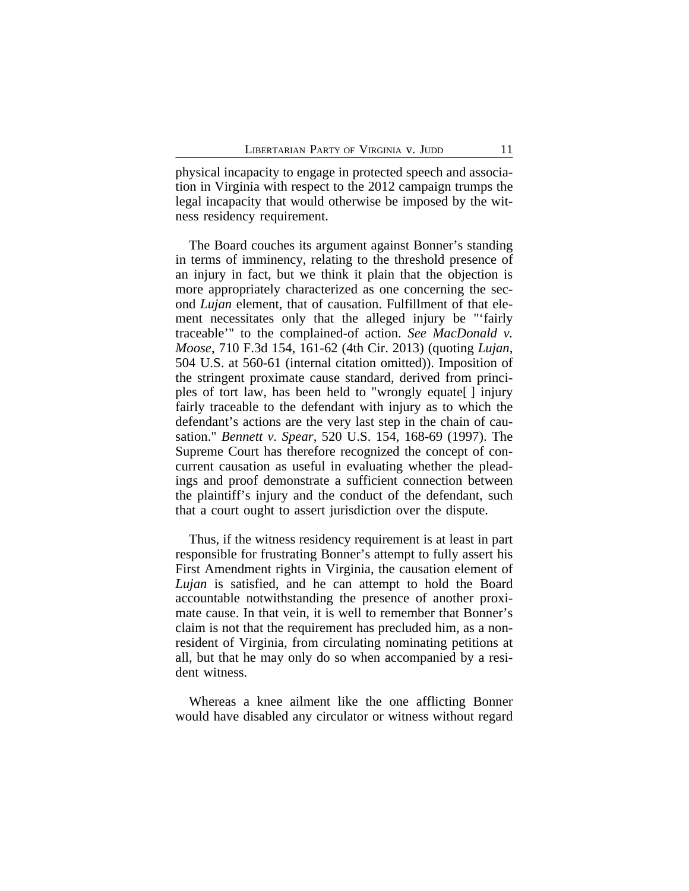physical incapacity to engage in protected speech and association in Virginia with respect to the 2012 campaign trumps the legal incapacity that would otherwise be imposed by the witness residency requirement.

The Board couches its argument against Bonner's standing in terms of imminency, relating to the threshold presence of an injury in fact, but we think it plain that the objection is more appropriately characterized as one concerning the second *Lujan* element, that of causation. Fulfillment of that element necessitates only that the alleged injury be "'fairly traceable'" to the complained-of action. *See MacDonald v. Moose*, 710 F.3d 154, 161-62 (4th Cir. 2013) (quoting *Lujan*, 504 U.S. at 560-61 (internal citation omitted)). Imposition of the stringent proximate cause standard, derived from principles of tort law, has been held to "wrongly equate[ ] injury fairly traceable to the defendant with injury as to which the defendant's actions are the very last step in the chain of causation." *Bennett v. Spear*, 520 U.S. 154, 168-69 (1997). The Supreme Court has therefore recognized the concept of concurrent causation as useful in evaluating whether the pleadings and proof demonstrate a sufficient connection between the plaintiff's injury and the conduct of the defendant, such that a court ought to assert jurisdiction over the dispute.

Thus, if the witness residency requirement is at least in part responsible for frustrating Bonner's attempt to fully assert his First Amendment rights in Virginia, the causation element of *Lujan* is satisfied, and he can attempt to hold the Board accountable notwithstanding the presence of another proximate cause. In that vein, it is well to remember that Bonner's claim is not that the requirement has precluded him, as a nonresident of Virginia, from circulating nominating petitions at all, but that he may only do so when accompanied by a resident witness.

Whereas a knee ailment like the one afflicting Bonner would have disabled any circulator or witness without regard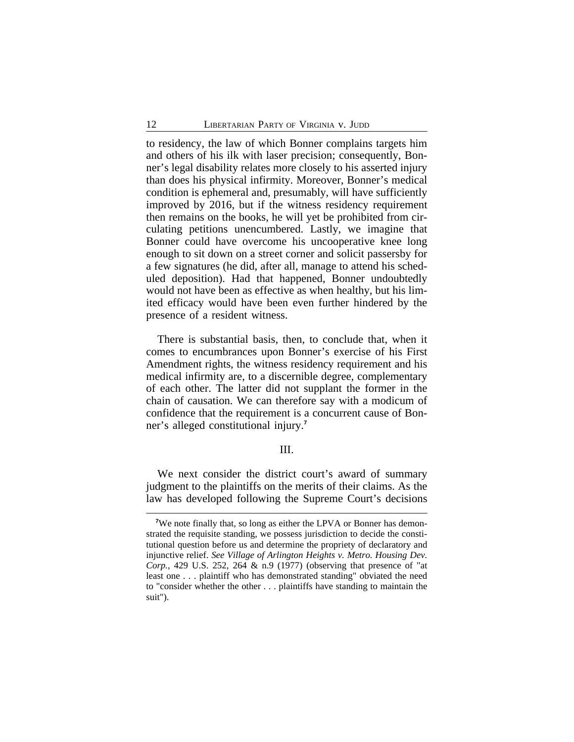to residency, the law of which Bonner complains targets him and others of his ilk with laser precision; consequently, Bonner's legal disability relates more closely to his asserted injury than does his physical infirmity. Moreover, Bonner's medical condition is ephemeral and, presumably, will have sufficiently improved by 2016, but if the witness residency requirement then remains on the books, he will yet be prohibited from circulating petitions unencumbered. Lastly, we imagine that Bonner could have overcome his uncooperative knee long enough to sit down on a street corner and solicit passersby for a few signatures (he did, after all, manage to attend his scheduled deposition). Had that happened, Bonner undoubtedly would not have been as effective as when healthy, but his limited efficacy would have been even further hindered by the presence of a resident witness.

There is substantial basis, then, to conclude that, when it comes to encumbrances upon Bonner's exercise of his First Amendment rights, the witness residency requirement and his medical infirmity are, to a discernible degree, complementary of each other. The latter did not supplant the former in the chain of causation. We can therefore say with a modicum of confidence that the requirement is a concurrent cause of Bonner's alleged constitutional injury.[7]

## III.

We next consider the district court's award of summary judgment to the plaintiffs on the merits of their claims. As the law has developed following the Supreme Court's decisions

---

[7]We note finally that, so long as either the LPVA or Bonner has demonstrated the requisite standing, we possess jurisdiction to decide the constitutional question before us and determine the propriety of declaratory and injunctive relief. *See Village of Arlington Heights v. Metro. Housing Dev. Corp.*, 429 U.S. 252, 264 & n.9 (1977) (observing that presence of "at least one . . . plaintiff who has demonstrated standing" obviated the need to "consider whether the other . . . plaintiffs have standing to maintain the suit").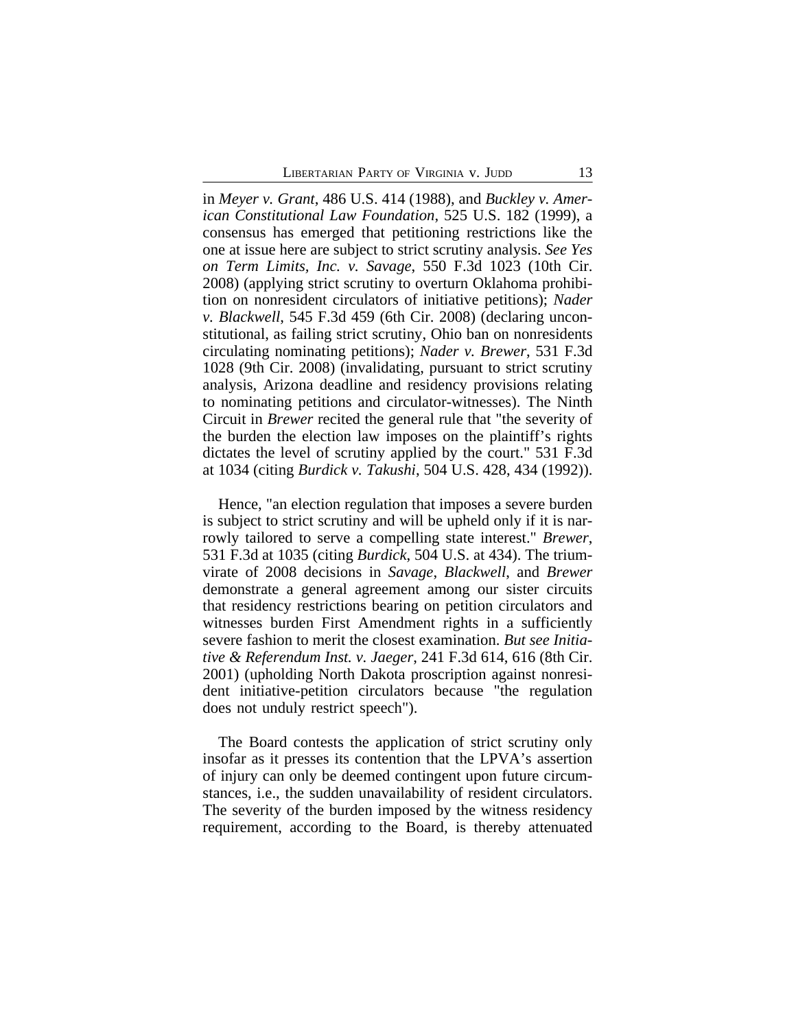in *Meyer v. Grant*, 486 U.S. 414 (1988), and *Buckley v. American Constitutional Law Foundation*, 525 U.S. 182 (1999), a consensus has emerged that petitioning restrictions like the one at issue here are subject to strict scrutiny analysis. *See Yes on Term Limits, Inc. v. Savage*, 550 F.3d 1023 (10th Cir. 2008) (applying strict scrutiny to overturn Oklahoma prohibition on nonresident circulators of initiative petitions); *Nader v. Blackwell*, 545 F.3d 459 (6th Cir. 2008) (declaring unconstitutional, as failing strict scrutiny, Ohio ban on nonresidents circulating nominating petitions); *Nader v. Brewer*, 531 F.3d 1028 (9th Cir. 2008) (invalidating, pursuant to strict scrutiny analysis, Arizona deadline and residency provisions relating to nominating petitions and circulator-witnesses). The Ninth Circuit in *Brewer* recited the general rule that "the severity of the burden the election law imposes on the plaintiff's rights dictates the level of scrutiny applied by the court." 531 F.3d at 1034 (citing *Burdick v. Takushi*, 504 U.S. 428, 434 (1992)).

Hence, "an election regulation that imposes a severe burden is subject to strict scrutiny and will be upheld only if it is narrowly tailored to serve a compelling state interest." *Brewer*, 531 F.3d at 1035 (citing *Burdick*, 504 U.S. at 434). The triumvirate of 2008 decisions in *Savage*, *Blackwell*, and *Brewer* demonstrate a general agreement among our sister circuits that residency restrictions bearing on petition circulators and witnesses burden First Amendment rights in a sufficiently severe fashion to merit the closest examination. *But see Initiative & Referendum Inst. v. Jaeger*, 241 F.3d 614, 616 (8th Cir. 2001) (upholding North Dakota proscription against nonresident initiative-petition circulators because "the regulation does not unduly restrict speech").

The Board contests the application of strict scrutiny only insofar as it presses its contention that the LPVA's assertion of injury can only be deemed contingent upon future circumstances, i.e., the sudden unavailability of resident circulators. The severity of the burden imposed by the witness residency requirement, according to the Board, is thereby attenuated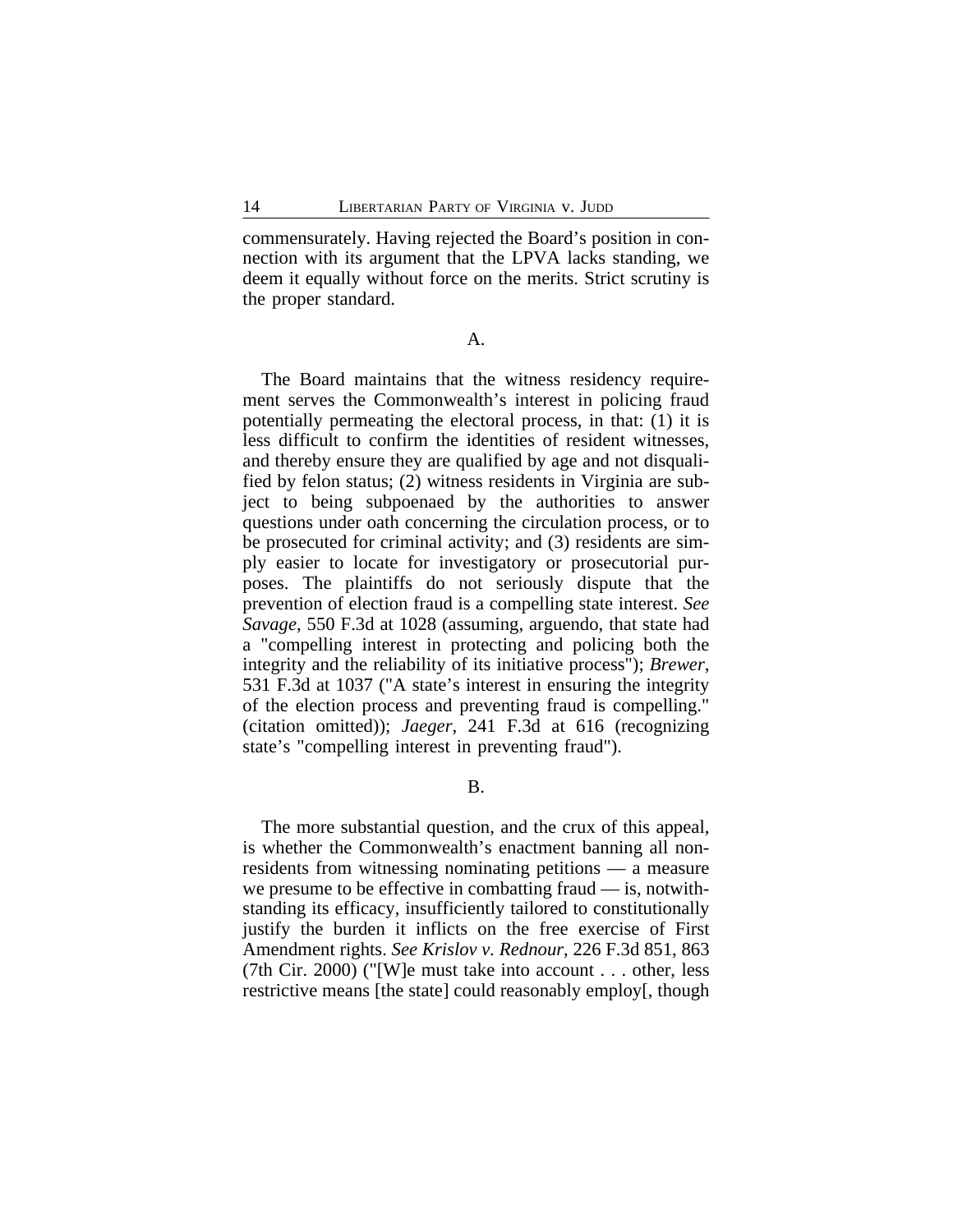commensurately. Having rejected the Board's position in connection with its argument that the LPVA lacks standing, we deem it equally without force on the merits. Strict scrutiny is the proper standard.

### A.

The Board maintains that the witness residency requirement serves the Commonwealth's interest in policing fraud potentially permeating the electoral process, in that: (1) it is less difficult to confirm the identities of resident witnesses, and thereby ensure they are qualified by age and not disqualified by felon status; (2) witness residents in Virginia are subject to being subpoenaed by the authorities to answer questions under oath concerning the circulation process, or to be prosecuted for criminal activity; and (3) residents are simply easier to locate for investigatory or prosecutorial purposes. The plaintiffs do not seriously dispute that the prevention of election fraud is a compelling state interest. *See Savage*, 550 F.3d at 1028 (assuming, arguendo, that state had a "compelling interest in protecting and policing both the integrity and the reliability of its initiative process"); *Brewer*, 531 F.3d at 1037 ("A state's interest in ensuring the integrity of the election process and preventing fraud is compelling." (citation omitted)); *Jaeger*, 241 F.3d at 616 (recognizing state's "compelling interest in preventing fraud").

### B.

The more substantial question, and the crux of this appeal, is whether the Commonwealth's enactment banning all nonresidents from witnessing nominating petitions — a measure we presume to be effective in combatting fraud — is, notwithstanding its efficacy, insufficiently tailored to constitutionally justify the burden it inflicts on the free exercise of First Amendment rights. *See Krislov v. Rednour*, 226 F.3d 851, 863 (7th Cir. 2000) ("[W]e must take into account . . . other, less restrictive means [the state] could reasonably employ[, though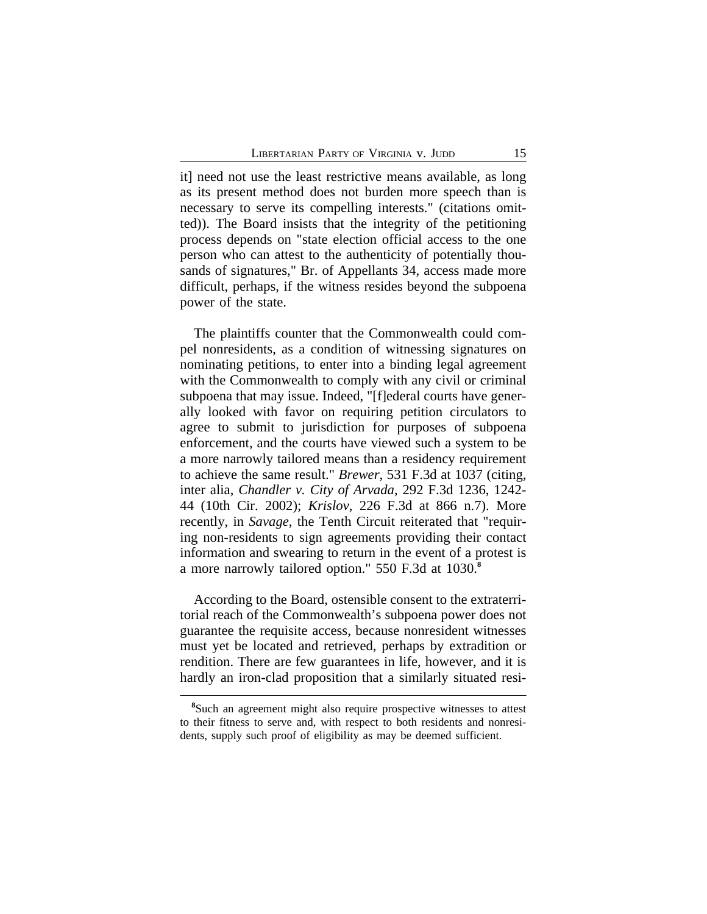it] need not use the least restrictive means available, as long as its present method does not burden more speech than is necessary to serve its compelling interests." (citations omitted)). The Board insists that the integrity of the petitioning process depends on "state election official access to the one person who can attest to the authenticity of potentially thousands of signatures," Br. of Appellants 34, access made more difficult, perhaps, if the witness resides beyond the subpoena power of the state.

The plaintiffs counter that the Commonwealth could compel nonresidents, as a condition of witnessing signatures on nominating petitions, to enter into a binding legal agreement with the Commonwealth to comply with any civil or criminal subpoena that may issue. Indeed, "[f]ederal courts have generally looked with favor on requiring petition circulators to agree to submit to jurisdiction for purposes of subpoena enforcement, and the courts have viewed such a system to be a more narrowly tailored means than a residency requirement to achieve the same result." *Brewer*, 531 F.3d at 1037 (citing, inter alia, *Chandler v. City of Arvada*, 292 F.3d 1236, 1242-44 (10th Cir. 2002); *Krislov*, 226 F.3d at 866 n.7). More recently, in *Savage*, the Tenth Circuit reiterated that "requiring non-residents to sign agreements providing their contact information and swearing to return in the event of a protest is a more narrowly tailored option." 550 F.3d at 1030.[8]

According to the Board, ostensible consent to the extraterritorial reach of the Commonwealth's subpoena power does not guarantee the requisite access, because nonresident witnesses must yet be located and retrieved, perhaps by extradition or rendition. There are few guarantees in life, however, and it is hardly an iron-clad proposition that a similarly situated resi-

[8]Such an agreement might also require prospective witnesses to attest to their fitness to serve and, with respect to both residents and nonresidents, supply such proof of eligibility as may be deemed sufficient.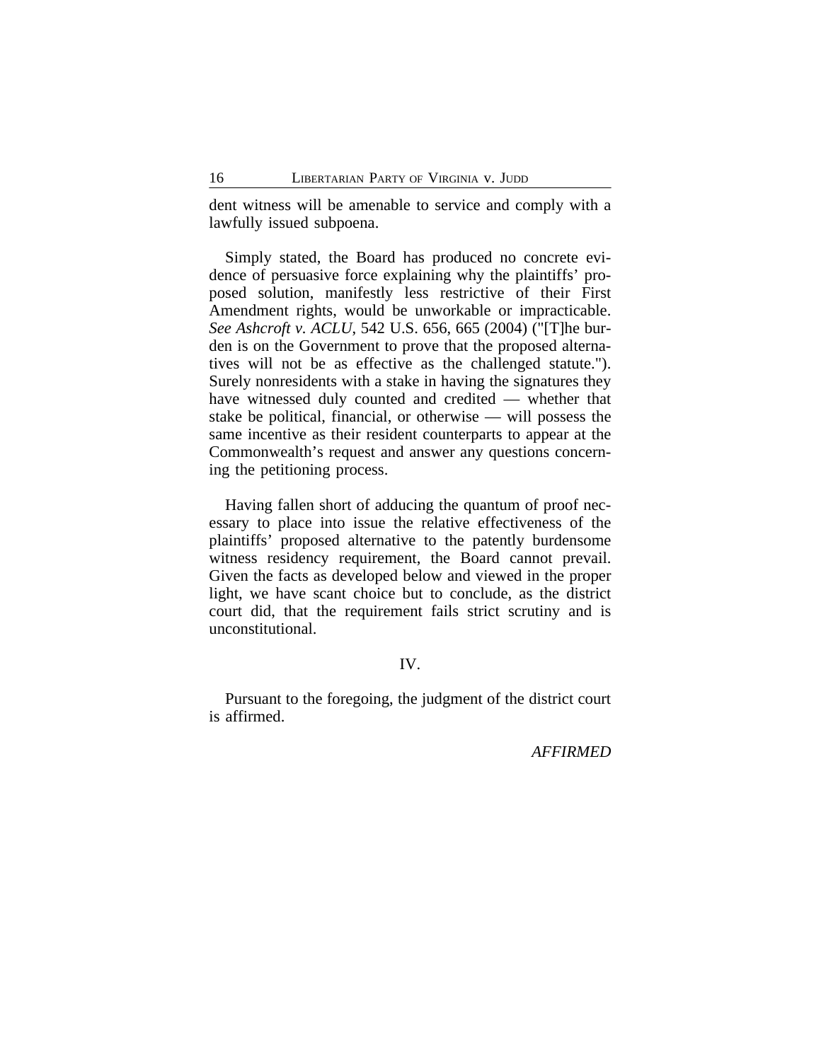dent witness will be amenable to service and comply with a lawfully issued subpoena.

Simply stated, the Board has produced no concrete evidence of persuasive force explaining why the plaintiffs' proposed solution, manifestly less restrictive of their First Amendment rights, would be unworkable or impracticable. *See Ashcroft v. ACLU*, 542 U.S. 656, 665 (2004) ("[T]he burden is on the Government to prove that the proposed alternatives will not be as effective as the challenged statute."). Surely nonresidents with a stake in having the signatures they have witnessed duly counted and credited — whether that stake be political, financial, or otherwise — will possess the same incentive as their resident counterparts to appear at the Commonwealth's request and answer any questions concerning the petitioning process.

Having fallen short of adducing the quantum of proof necessary to place into issue the relative effectiveness of the plaintiffs' proposed alternative to the patently burdensome witness residency requirement, the Board cannot prevail. Given the facts as developed below and viewed in the proper light, we have scant choice but to conclude, as the district court did, that the requirement fails strict scrutiny and is unconstitutional.

## IV.

Pursuant to the foregoing, the judgment of the district court is affirmed.

*AFFIRMED*